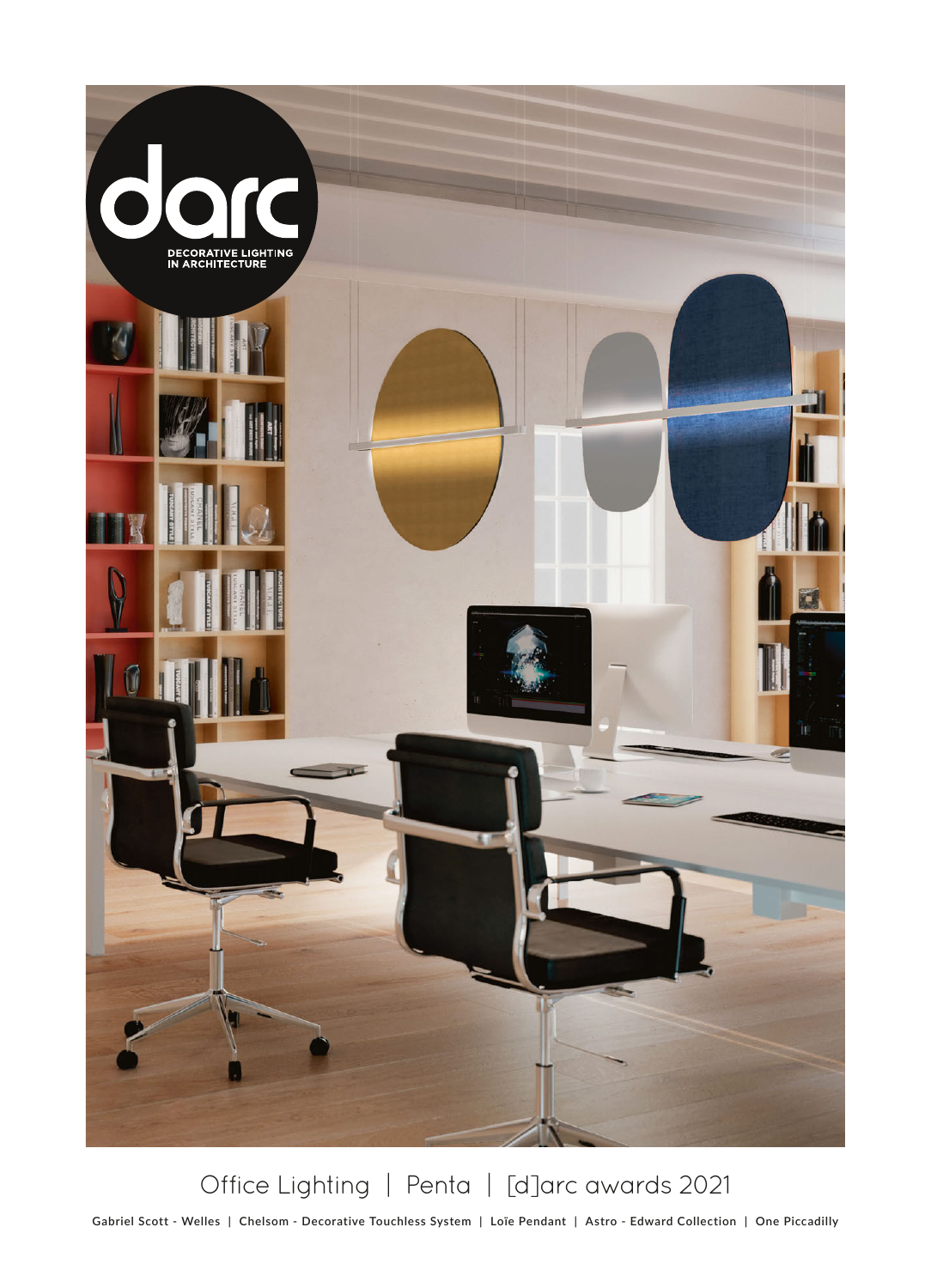# darc

DECORATIVE LIGHTING IN ARCHITECTURE

Office Lighting | Penta | [d]arc awards 2021

**Gabriel Scott - Welles | Chelsom - Decorative Touchless System | Loïe Pendant | Astro - Edward Collection | One Piccadilly**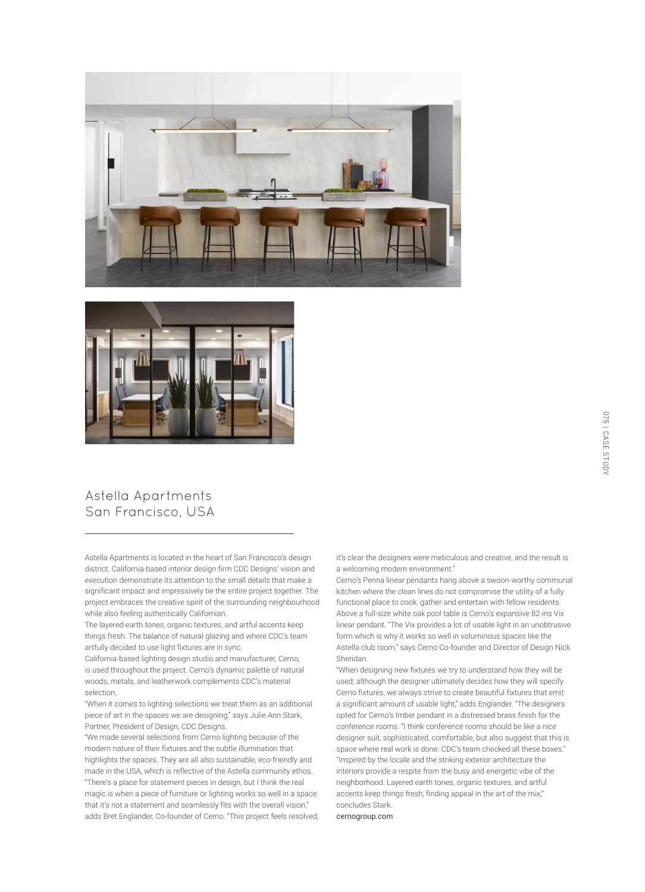# Astella Apartments
# San Francisco, USA

Astella Apartments is located in the heart of San Francisco's design district. California-based interior design firm CDC Designs' vision and execution demonstrate its attention to the small details that make a significant impact and impressively tie the entire project together. The project embraces the creative spirit of the surrounding neighbourhood while also feeling authentically Californian.

The layered earth tones, organic textures, and artful accents keep things fresh. The balance of natural glazing and where CDC's team artfully decided to use light fixtures are in sync.

California-based lighting design studio and manufacturer, Cerno, is used throughout the project. Cerno's dynamic palette of natural woods, metals, and leatherwork complements CDC's material selection.

"When it comes to lighting selections we treat them as an additional piece of art in the spaces we are designing," says Julie Ann Stark, Partner, President of Design, CDC Designs.

"We made several selections from Cerno lighting because of the modern nature of their fixtures and the subtle illumination that highlights the spaces. They are all also sustainable, eco-friendly and made in the USA, which is reflective of the Astella community ethos.

"There's a place for statement pieces in design, but I think the real magic is when a piece of furniture or lighting works so well in a space that it's not a statement and seamlessly fits with the overall vision," adds Bret Englander, Co-founder of Cerno. "This project feels resolved; it's clear the designers were meticulous and creative, and the result is a welcoming modern environment."

Cerno's Penna linear pendants hang above a swoon-worthy communal kitchen where the clean lines do not compromise the utility of a fully functional place to cook, gather and entertain with fellow residents. Above a full-size white oak pool table is Cerno's expansive 82-ins Vix linear pendant. "The Vix provides a lot of usable light in an unobtrusive form which is why it works so well in voluminous spaces like the Astella club room," says Cerno Co-founder and Director of Design Nick Sheridan.

"When designing new fixtures we try to understand how they will be used; although the designer ultimately decides how they will specify Cerno fixtures, we always strive to create beautiful fixtures that emit a significant amount of usable light," adds Englander. "The designers opted for Cerno's Imber pendant in a distressed brass finish for the conference rooms. "I think conference rooms should be like a nice designer suit, sophisticated, comfortable, but also suggest that this is space where real work is done. CDC's team checked all these boxes."

"Inspired by the locale and the striking exterior architecture the interiors provide a respite from the busy and energetic vibe of the neighborhood. Layered earth tones, organic textures, and artful accents keep things fresh, finding appeal in the art of the mix," concludes Stark.

cernogroup.com